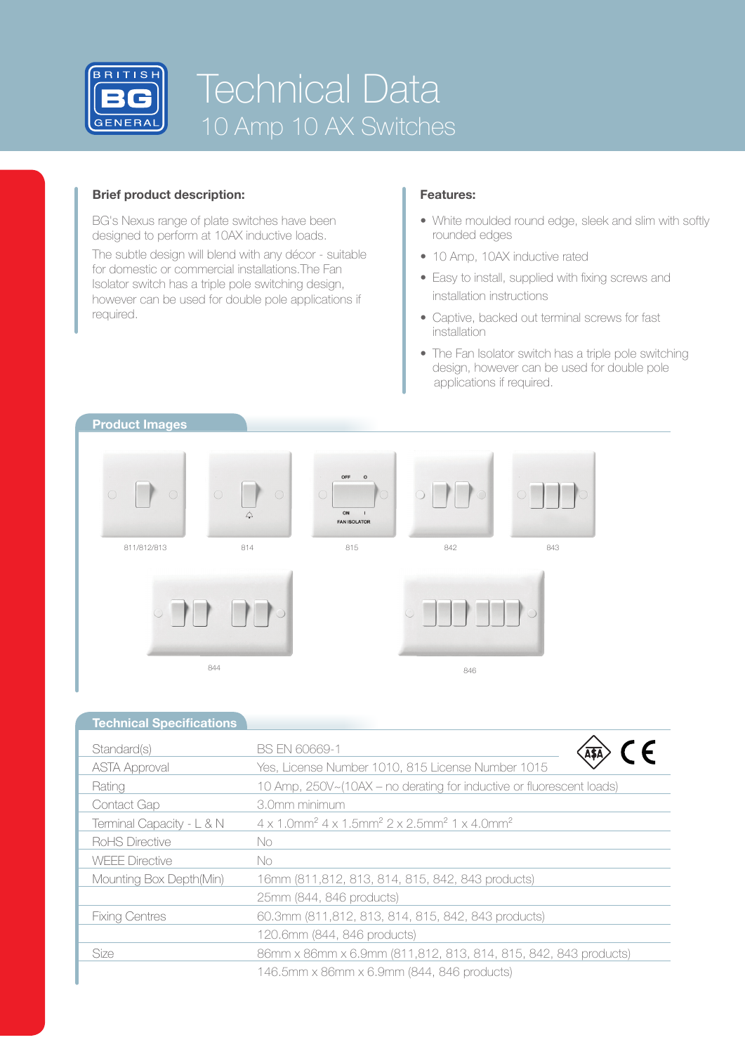BRITISH BG GENERAL

# Technical Data

## 10 Amp 10 AX Switches

### Brief product description:

BG's Nexus range of plate switches have been designed to perform at 10AX inductive loads.

The subtle design will blend with any décor - suitable for domestic or commercial installations.The Fan Isolator switch has a triple pole switching design, however can be used for double pole applications if required.

### Features:

- White moulded round edge, sleek and slim with softly rounded edges
- 10 Amp, 10AX inductive rated
- Easy to install, supplied with fixing screws and installation instructions
- Captive, backed out terminal screws for fast installation
- The Fan Isolator switch has a triple pole switching design, however can be used for double pole applications if required.

### Product Images

811/812/813

814

OFF O
ON I
FAN ISOLATOR

815

842

843

844

846

### Technical Specifications

| | |
|---|---|
| Standard(s) | BS EN 60669-1 |
| ASTA Approval | Yes, License Number 1010, 815 License Number 1015 |
| Rating | 10 Amp, 250V~(10AX – no derating for inductive or fluorescent loads) |
| Contact Gap | 3.0mm minimum |
| Terminal Capacity - L & N | 4 x 1.0mm$^2$ 4 x 1.5mm$^2$ 2 x 2.5mm$^2$ 1 x 4.0mm$^2$ |
| RoHS Directive | No |
| WEEE Directive | No |
| Mounting Box Depth(Min) | 16mm (811,812, 813, 814, 815, 842, 843 products) |
| | 25mm (844, 846 products) |
| Fixing Centres | 60.3mm (811,812, 813, 814, 815, 842, 843 products) |
| | 120.6mm (844, 846 products) |
| Size | 86mm x 86mm x 6.9mm (811,812, 813, 814, 815, 842, 843 products) |
| | 146.5mm x 86mm x 6.9mm (844, 846 products) |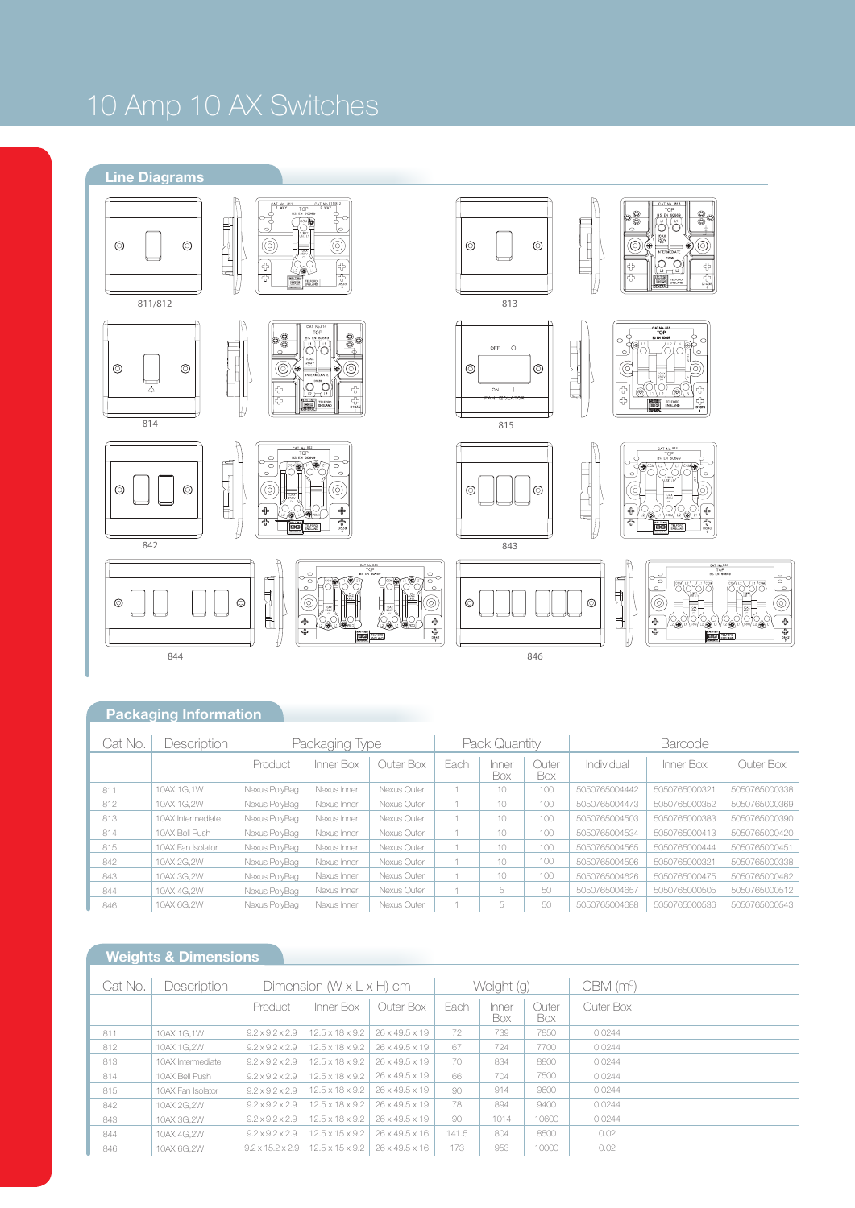# 10 Amp 10 AX Switches

## Line Diagrams

811/812

813

814

815

842

843

844

846

## Packaging Information

| Cat No. | Description | Packaging Type | | | Pack Quantity | | | Barcode | | |
|---|---|---|---|---|---|---|---|---|---|---|
| | | Product | Inner Box | Outer Box | Each | Inner Box | Outer Box | Individual | Inner Box | Outer Box |
| 811 | 10AX 1G,1W | Nexus PolyBag | Nexus Inner | Nexus Outer | 1 | 10 | 100 | 5050765004442 | 5050765000321 | 5050765000338 |
| 812 | 10AX 1G,2W | Nexus PolyBag | Nexus Inner | Nexus Outer | 1 | 10 | 100 | 5050765004473 | 5050765000352 | 5050765000369 |
| 813 | 10AX Intermediate | Nexus PolyBag | Nexus Inner | Nexus Outer | 1 | 10 | 100 | 5050765004503 | 5050765000383 | 5050765000390 |
| 814 | 10AX Bell Push | Nexus PolyBag | Nexus Inner | Nexus Outer | 1 | 10 | 100 | 5050765004534 | 5050765000413 | 5050765000420 |
| 815 | 10AX Fan Isolator | Nexus PolyBag | Nexus Inner | Nexus Outer | 1 | 10 | 100 | 5050765004565 | 5050765000444 | 5050765000451 |
| 842 | 10AX 2G,2W | Nexus PolyBag | Nexus Inner | Nexus Outer | 1 | 10 | 100 | 5050765004596 | 5050765000321 | 5050765000338 |
| 843 | 10AX 3G,2W | Nexus PolyBag | Nexus Inner | Nexus Outer | 1 | 10 | 100 | 5050765004626 | 5050765000475 | 5050765000482 |
| 844 | 10AX 4G,2W | Nexus PolyBag | Nexus Inner | Nexus Outer | 1 | 5 | 50 | 5050765004657 | 5050765000505 | 5050765000512 |
| 846 | 10AX 6G,2W | Nexus PolyBag | Nexus Inner | Nexus Outer | 1 | 5 | 50 | 5050765004688 | 5050765000536 | 5050765000543 |

## Weights & Dimensions

| Cat No. | Description | Dimension (W x L x H) cm | | | Weight (g) | | | CBM ($m^3$) |
|---|---|---|---|---|---|---|---|---|
| | | Product | Inner Box | Outer Box | Each | Inner Box | Outer Box | Outer Box |
| 811 | 10AX 1G,1W | 9.2 x 9.2 x 2.9 | 12.5 x 18 x 9.2 | 26 x 49.5 x 19 | 72 | 739 | 7850 | 0.0244 |
| 812 | 10AX 1G,2W | 9.2 x 9.2 x 2.9 | 12.5 x 18 x 9.2 | 26 x 49.5 x 19 | 67 | 724 | 7700 | 0.0244 |
| 813 | 10AX Intermediate | 9.2 x 9.2 x 2.9 | 12.5 x 18 x 9.2 | 26 x 49.5 x 19 | 70 | 834 | 8800 | 0.0244 |
| 814 | 10AX Bell Push | 9.2 x 9.2 x 2.9 | 12.5 x 18 x 9.2 | 26 x 49.5 x 19 | 66 | 704 | 7500 | 0.0244 |
| 815 | 10AX Fan Isolator | 9.2 x 9.2 x 2.9 | 12.5 x 18 x 9.2 | 26 x 49.5 x 19 | 90 | 914 | 9600 | 0.0244 |
| 842 | 10AX 2G,2W | 9.2 x 9.2 x 2.9 | 12.5 x 18 x 9.2 | 26 x 49.5 x 19 | 78 | 894 | 9400 | 0.0244 |
| 843 | 10AX 3G,2W | 9.2 x 9.2 x 2.9 | 12.5 x 18 x 9.2 | 26 x 49.5 x 19 | 90 | 1014 | 10600 | 0.0244 |
| 844 | 10AX 4G,2W | 9.2 x 9.2 x 2.9 | 12.5 x 15 x 9.2 | 26 x 49.5 x 16 | 141.5 | 804 | 8500 | 0.02 |
| 846 | 10AX 6G,2W | 9.2 x 15.2 x 2.9 | 12.5 x 15 x 9.2 | 26 x 49.5 x 16 | 173 | 953 | 10000 | 0.02 |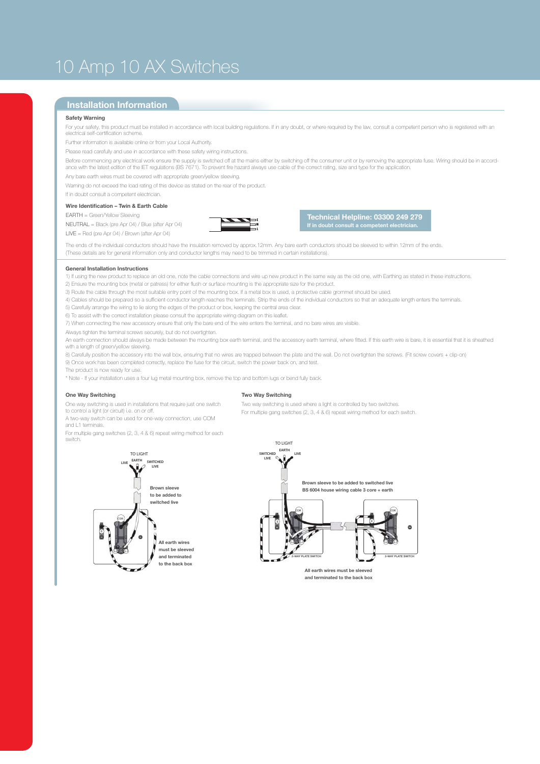# 10 Amp 10 AX Switches

## Installation Information

### Safety Warning

For your safety, this product must be installed in accordance with local building regulations. If in any doubt, or where required by the law, consult a competent person who is registered with an electrical self-certification scheme.

Further information is available online or from your Local Authority.

Please read carefully and use in accordance with these safety wiring instructions.

Before commencing any electrical work ensure the supply is switched off at the mains either by switching off the consumer unit or by removing the appropriate fuse. Wiring should be in accordance with the latest edition of the IET regulations (BS 7671). To prevent fire hazard always use cable of the correct rating, size and type for the application.

Any bare earth wires must be covered with appropriate green/yellow sleeving.

Warning do not exceed the load rating of this device as stated on the rear of the product.

If in doubt consult a competent electrician.

### Wire Identification – Twin & Earth Cable

EARTH = Green/Yellow Sleeving

NEUTRAL = Black (pre Apr 04) / Blue (after Apr 04)

LIVE = Red (pre Apr 04) / Brown (after Apr 04)

E
N
L

**Technical Helpline: 03300 249 279**
**If in doubt consult a competent electrician.**

The ends of the individual conductors should have the insulation removed by approx.12mm. Any bare earth conductors should be sleeved to within 12mm of the ends. (These details are for general information only and conductor lengths may need to be trimmed in certain installations).

### General Installation Instructions

1) If using the new product to replace an old one, note the cable connections and wire up new product in the same way as the old one, with Earthing as stated in these instructions.
2) Ensure the mounting box (metal or patress) for either flush or surface mounting is the appropriate size for the product.
3) Route the cable through the most suitable entry point of the mounting box. If a metal box is used, a protective cable grommet should be used.
4) Cables should be prepared so a sufficient conductor length reaches the terminals. Strip the ends of the individual conductors so that an adequate length enters the terminals.
5) Carefully arrange the wiring to lie along the edges of the product or box, keeping the central area clear.
6) To assist with the correct installation please consult the appropriate wiring diagram on this leaflet.
7) When connecting the new accessory ensure that only the bare end of the wire enters the terminal, and no bare wires are visible.

Always tighten the terminal screws securely, but do not overtighten.

An earth connection should always be made between the mounting box earth terminal, and the accessory earth terminal, where fitted. If this earth wire is bare, it is essential that it is sheathed with a length of green/yellow sleeving.

8) Carefully position the accessory into the wall box, ensuring that no wires are trapped between the plate and the wall. Do not overtighten the screws. (Fit screw covers + clip-on)
9) Once work has been completed correctly, replace the fuse for the circuit, switch the power back on, and test.

The product is now ready for use.

* Note - If your installation uses a four lug metal mounting box, remove the top and bottom lugs or bend fully back.

### One Way Switching

One way switching is used in installations that require just one switch to control a light (or circuit) i.e. on or off.

A two-way switch can be used for one-way connection, use COM and L1 terminals.

For multiple gang switches (2, 3, 4 & 6) repeat wiring method for each switch.

TO LIGHT
LIVE
EARTH
SWITCHED LIVE
Brown sleeve to be added to switched live
COM
L2
L1
All earth wires must be sleeved and terminated to the back box

### Two Way Switching

Two way switching is used where a light is controlled by two switches.

For multiple gang switches (2, 3, 4 & 6) repeat wiring method for each switch.

TO LIGHT
SWITCHED LIVE
EARTH
LIVE
Brown sleeve to be added to switched live
BS 6004 house wiring cable 3 core + earth
COM
L2
L1
2-WAY PLATE SWITCH
COM
L2
L1
2-WAY PLATE SWITCH
All earth wires must be sleeved and terminated to the back box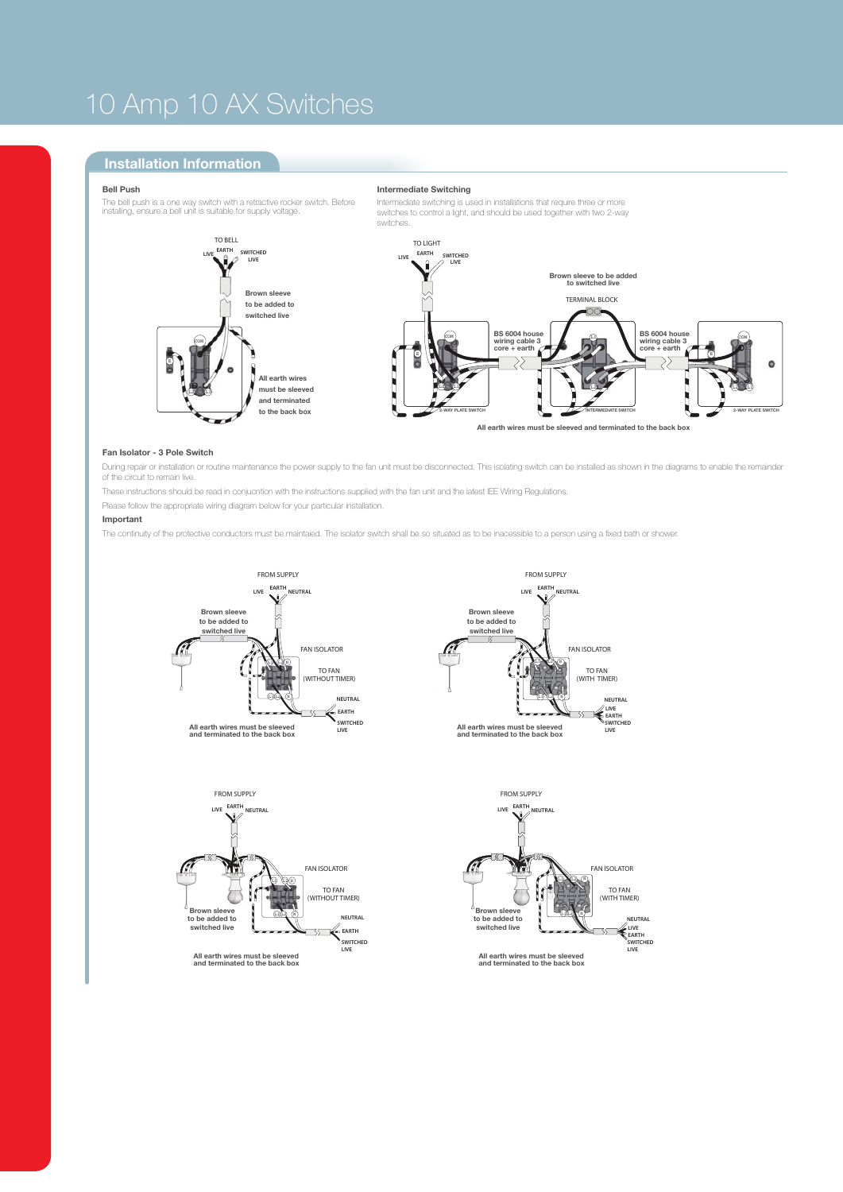# 10 Amp 10 AX Switches

## Installation Information

### Bell Push

The bell push is a one way switch with a retractive rocker switch. Before installing, ensure a bell unit is suitable for supply voltage.

TO BELL
LIVE
EARTH
SWITCHED LIVE
Brown sleeve to be added to switched live
All earth wires must be sleeved and terminated to the back box

### Intermediate Switching

Intermediate switching is used in installations that require three or more switches to control a light, and should be used together with two 2-way switches.

TO LIGHT
LIVE
EARTH
SWITCHED LIVE
Brown sleeve to be added to switched live
TERMINAL BLOCK
BS 6004 house wiring cable 3 core + earth
BS 6004 house wiring cable 3 core + earth
2-WAY PLATE SWITCH
INTERMEDIATE SWITCH
2-WAY PLATE SWITCH
All earth wires must be sleeved and terminated to the back box

### Fan Isolator - 3 Pole Switch

During repair or installation or routine maintenance the power supply to the fan unit must be disconnected. This isolating switch can be installed as shown in the diagrams to enable the remainder of the circuit to remain live.

These instructions should be read in conjunction with the instructions supplied with the fan unit and the latest IEE Wiring Regulations.

Please follow the appropriate wiring diagram below for your particular installation.

#### Important

The continuity of the protective conductors must be maintaied. The isolator switch shall be so situated as to be inaccessible to a person using a fixed bath or shower.

FROM SUPPLY
LIVE
EARTH
NEUTRAL
Brown sleeve to be added to switched live
FAN ISOLATOR
TO FAN (WITHOUT TIMER)
NEUTRAL
EARTH
SWITCHED LIVE
All earth wires must be sleeved and terminated to the back box

FROM SUPPLY
LIVE
EARTH
NEUTRAL
Brown sleeve to be added to switched live
FAN ISOLATOR
TO FAN (WITH TIMER)
NEUTRAL
LIVE
EARTH
SWITCHED LIVE
All earth wires must be sleeved and terminated to the back box

FROM SUPPLY
LIVE
EARTH
NEUTRAL
FAN ISOLATOR
TO FAN (WITHOUT TIMER)
Brown sleeve to be added to switched live
NEUTRAL
EARTH
SWITCHED LIVE
All earth wires must be sleeved and terminated to the back box

FROM SUPPLY
LIVE
EARTH
NEUTRAL
FAN ISOLATOR
TO FAN (WITH TIMER)
Brown sleeve to be added to switched live
NEUTRAL
LIVE
EARTH
SWITCHED LIVE
All earth wires must be sleeved and terminated to the back box